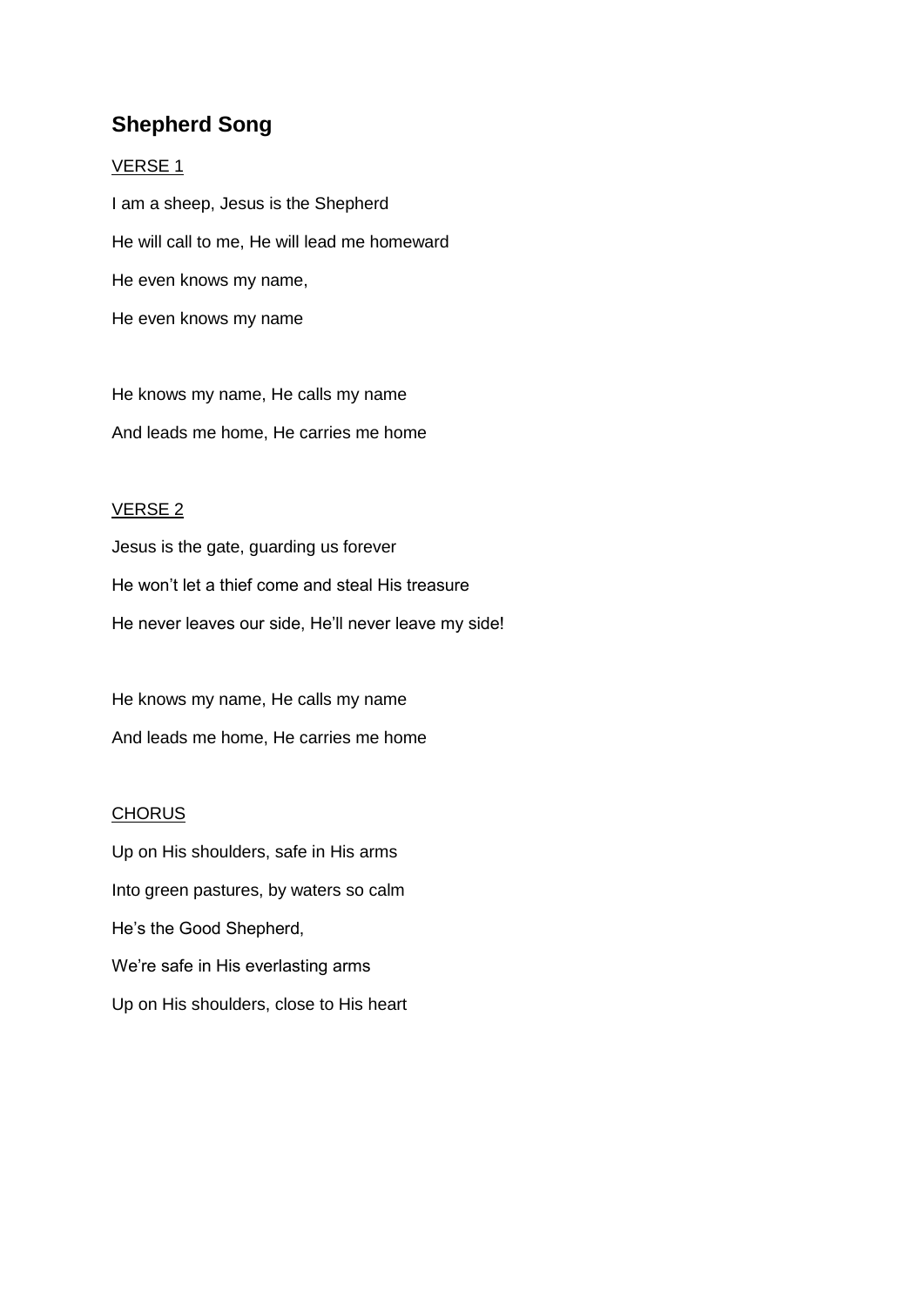# Shepherd Song

VERSE 1

I am a sheep, Jesus is the Shepherd

He will call to me, He will lead me homeward

He even knows my name,

He even knows my name

He knows my name, He calls my name

And leads me home, He carries me home

VERSE 2

Jesus is the gate, guarding us forever

He won't let a thief come and steal His treasure

He never leaves our side, He'll never leave my side!

He knows my name, He calls my name

And leads me home, He carries me home

CHORUS

Up on His shoulders, safe in His arms

Into green pastures, by waters so calm

He's the Good Shepherd,

We're safe in His everlasting arms

Up on His shoulders, close to His heart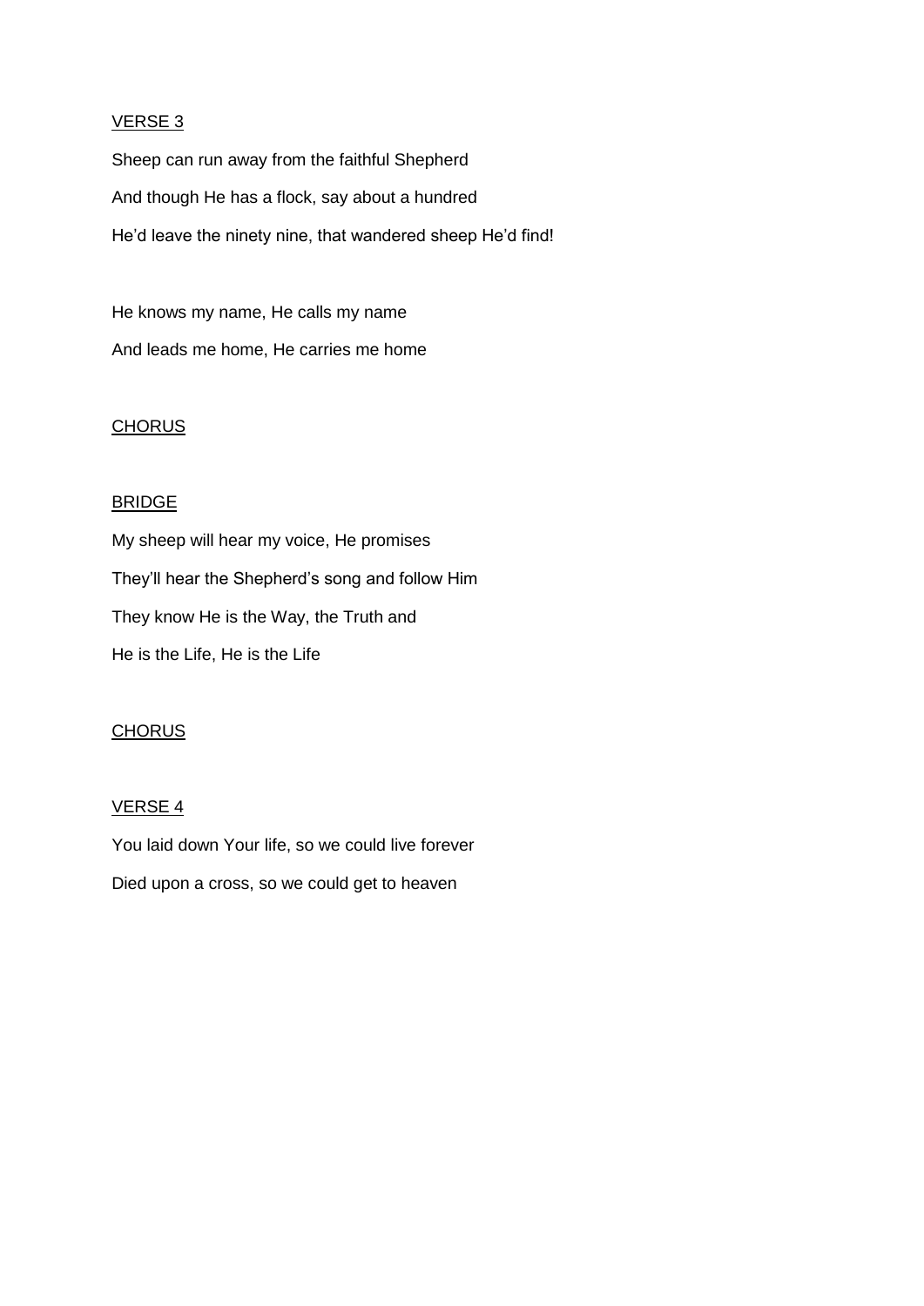<u>VERSE 3</u>

Sheep can run away from the faithful Shepherd

And though He has a flock, say about a hundred

He'd leave the ninety nine, that wandered sheep He'd find!

He knows my name, He calls my name

And leads me home, He carries me home

<u>CHORUS</u>

<u>BRIDGE</u>

My sheep will hear my voice, He promises

They'll hear the Shepherd's song and follow Him

They know He is the Way, the Truth and

He is the Life, He is the Life

<u>CHORUS</u>

<u>VERSE 4</u>

You laid down Your life, so we could live forever

Died upon a cross, so we could get to heaven